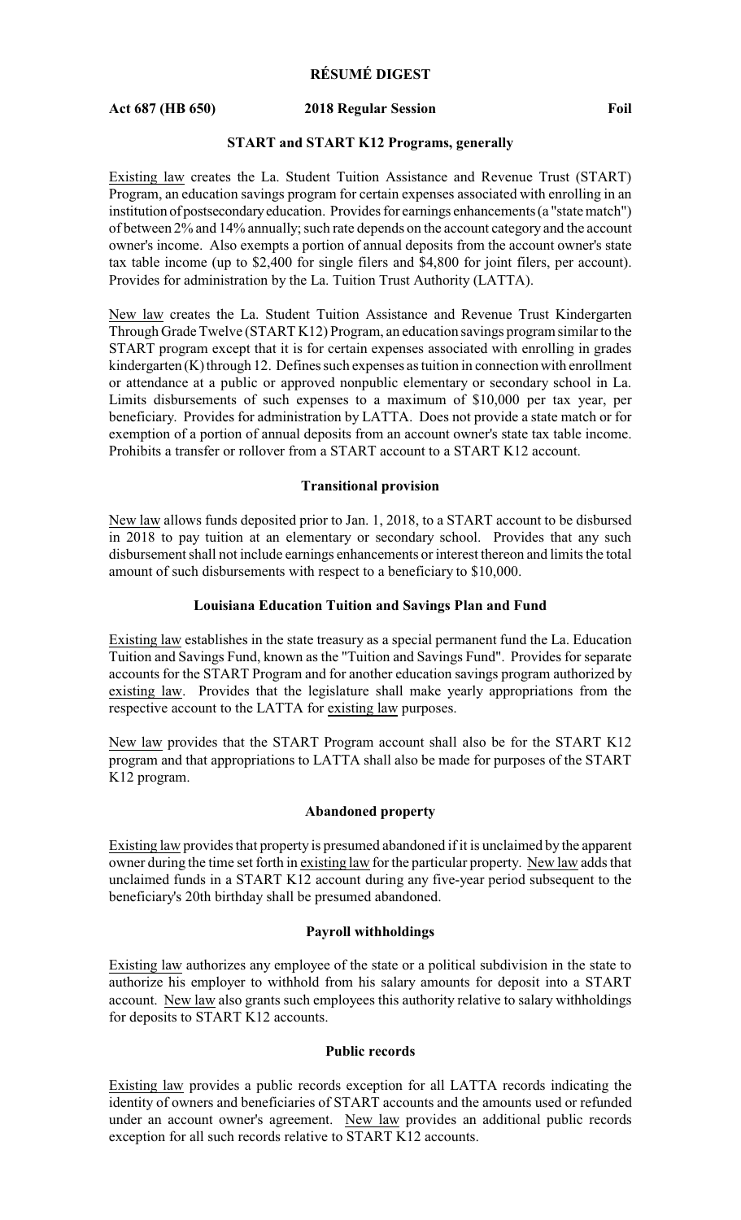# RÉSUMÉ DIGEST

**Act 687 (HB 650) 2018 Regular Session Foil**

## START and START K12 Programs, generally

Existing law creates the La. Student Tuition Assistance and Revenue Trust (START) Program, an education savings program for certain expenses associated with enrolling in an institution of postsecondary education. Provides for earnings enhancements (a "state match") of between 2% and 14% annually; such rate depends on the account category and the account owner's income. Also exempts a portion of annual deposits from the account owner's state tax table income (up to $2,400 for single filers and $4,800 for joint filers, per account). Provides for administration by the La. Tuition Trust Authority (LATTA).

New law creates the La. Student Tuition Assistance and Revenue Trust Kindergarten Through Grade Twelve (START K12) Program, an education savings program similar to the START program except that it is for certain expenses associated with enrolling in grades kindergarten (K) through 12. Defines such expenses as tuition in connection with enrollment or attendance at a public or approved nonpublic elementary or secondary school in La. Limits disbursements of such expenses to a maximum of $10,000 per tax year, per beneficiary. Provides for administration by LATTA. Does not provide a state match or for exemption of a portion of annual deposits from an account owner's state tax table income. Prohibits a transfer or rollover from a START account to a START K12 account.

## Transitional provision

New law allows funds deposited prior to Jan. 1, 2018, to a START account to be disbursed in 2018 to pay tuition at an elementary or secondary school. Provides that any such disbursement shall not include earnings enhancements or interest thereon and limits the total amount of such disbursements with respect to a beneficiary to $10,000.

## Louisiana Education Tuition and Savings Plan and Fund

Existing law establishes in the state treasury as a special permanent fund the La. Education Tuition and Savings Fund, known as the "Tuition and Savings Fund". Provides for separate accounts for the START Program and for another education savings program authorized by existing law. Provides that the legislature shall make yearly appropriations from the respective account to the LATTA for existing law purposes.

New law provides that the START Program account shall also be for the START K12 program and that appropriations to LATTA shall also be made for purposes of the START K12 program.

## Abandoned property

Existing law provides that property is presumed abandoned if it is unclaimed by the apparent owner during the time set forth in existing law for the particular property. New law adds that unclaimed funds in a START K12 account during any five-year period subsequent to the beneficiary's 20th birthday shall be presumed abandoned.

## Payroll withholdings

Existing law authorizes any employee of the state or a political subdivision in the state to authorize his employer to withhold from his salary amounts for deposit into a START account. New law also grants such employees this authority relative to salary withholdings for deposits to START K12 accounts.

## Public records

Existing law provides a public records exception for all LATTA records indicating the identity of owners and beneficiaries of START accounts and the amounts used or refunded under an account owner's agreement. New law provides an additional public records exception for all such records relative to START K12 accounts.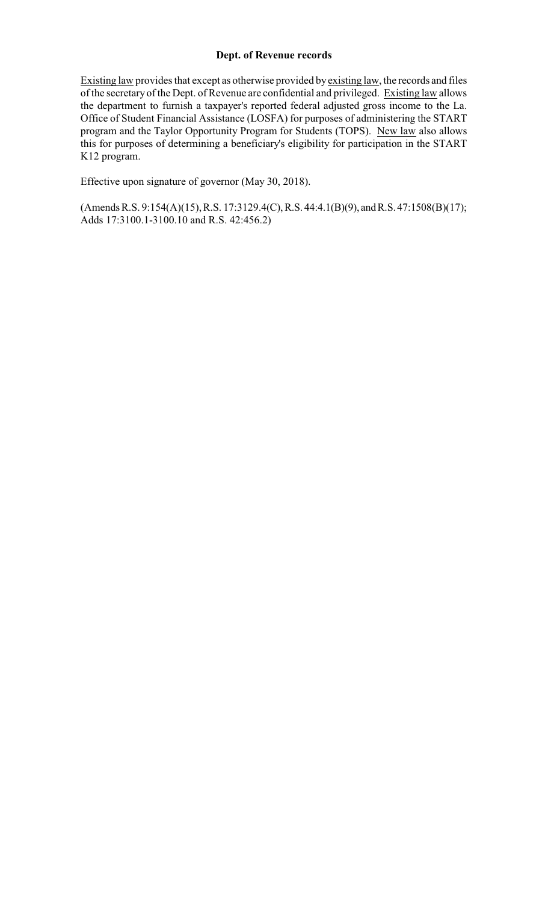**Dept. of Revenue records**

Existing law provides that except as otherwise provided by existing law, the records and files of the secretary of the Dept. of Revenue are confidential and privileged. Existing law allows the department to furnish a taxpayer's reported federal adjusted gross income to the La. Office of Student Financial Assistance (LOSFA) for purposes of administering the START program and the Taylor Opportunity Program for Students (TOPS). New law also allows this for purposes of determining a beneficiary's eligibility for participation in the START K12 program.

Effective upon signature of governor (May 30, 2018).

(Amends R.S. 9:154(A)(15), R.S. 17:3129.4(C), R.S. 44:4.1(B)(9), and R.S. 47:1508(B)(17); Adds 17:3100.1-3100.10 and R.S. 42:456.2)